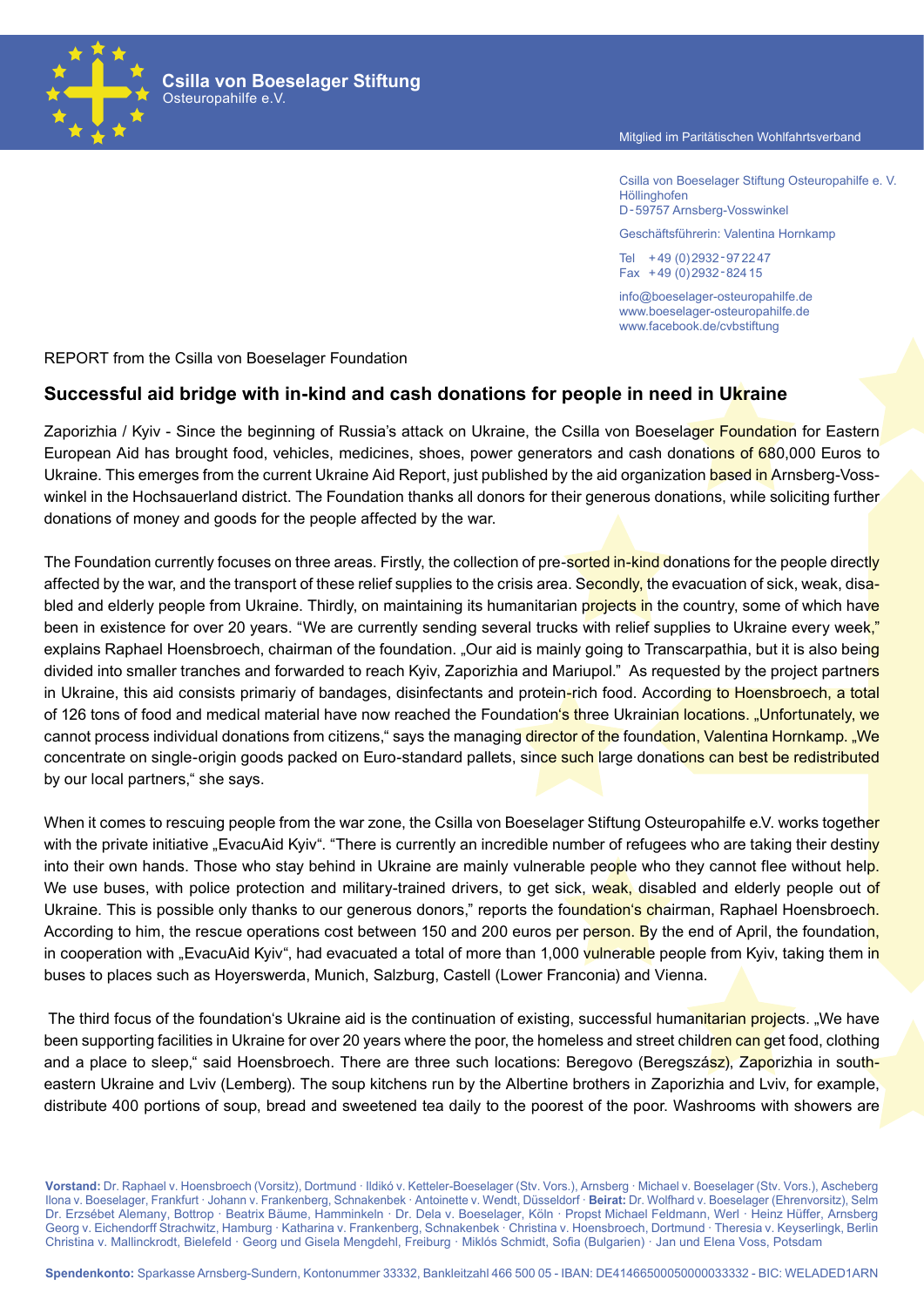**Csilla von Boeselager Stiftung**
Osteuropahilfe e.V.

Mitglied im Paritätischen Wohlfahrtsverband

Csilla von Boeselager Stiftung Osteuropahilfe e. V.
Höllinghofen
D-59757 Arnsberg-Vosswinkel

Geschäftsführerin: Valentina Hornkamp

Tel +49 (0) 2932-97 22 47
Fax +49 (0) 2932-824 15

info@boeselager-osteuropahilfe.de
www.boeselager-osteuropahilfe.de
www.facebook.de/cvbstiftung

REPORT from the Csilla von Boeselager Foundation

## Successful aid bridge with in-kind and cash donations for people in need in Ukraine

Zaporizhia / Kyiv - Since the beginning of Russia's attack on Ukraine, the Csilla von Boeselager Foundation for Eastern European Aid has brought food, vehicles, medicines, shoes, power generators and cash donations of 680,000 Euros to Ukraine. This emerges from the current Ukraine Aid Report, just published by the aid organization based in Arnsberg-Vosswinkel in the Hochsauerland district. The Foundation thanks all donors for their generous donations, while soliciting further donations of money and goods for the people affected by the war.

The Foundation currently focuses on three areas. Firstly, the collection of pre-sorted in-kind donations for the people directly affected by the war, and the transport of these relief supplies to the crisis area. Secondly, the evacuation of sick, weak, disabled and elderly people from Ukraine. Thirdly, on maintaining its humanitarian projects in the country, some of which have been in existence for over 20 years. "We are currently sending several trucks with relief supplies to Ukraine every week," explains Raphael Hoensbroech, chairman of the foundation. „Our aid is mainly going to Transcarpathia, but it is also being divided into smaller tranches and forwarded to reach Kyiv, Zaporizhia and Mariupol." As requested by the project partners in Ukraine, this aid consists primariy of bandages, disinfectants and protein-rich food. According to Hoensbroech, a total of 126 tons of food and medical material have now reached the Foundation's three Ukrainian locations. „Unfortunately, we cannot process individual donations from citizens," says the managing director of the foundation, Valentina Hornkamp. „We concentrate on single-origin goods packed on Euro-standard pallets, since such large donations can best be redistributed by our local partners," she says.

When it comes to rescuing people from the war zone, the Csilla von Boeselager Stiftung Osteuropahilfe e.V. works together with the private initiative „EvacuAid Kyiv". "There is currently an incredible number of refugees who are taking their destiny into their own hands. Those who stay behind in Ukraine are mainly vulnerable people who they cannot flee without help. We use buses, with police protection and military-trained drivers, to get sick, weak, disabled and elderly people out of Ukraine. This is possible only thanks to our generous donors," reports the foundation's chairman, Raphael Hoensbroech. According to him, the rescue operations cost between 150 and 200 euros per person. By the end of April, the foundation, in cooperation with „EvacuAid Kyiv", had evacuated a total of more than 1,000 vulnerable people from Kyiv, taking them in buses to places such as Hoyerswerda, Munich, Salzburg, Castell (Lower Franconia) and Vienna.

The third focus of the foundation's Ukraine aid is the continuation of existing, successful humanitarian projects. „We have been supporting facilities in Ukraine for over 20 years where the poor, the homeless and street children can get food, clothing and a place to sleep," said Hoensbroech. There are three such locations: Beregovo (Beregszász), Zaporizhia in south-eastern Ukraine and Lviv (Lemberg). The soup kitchens run by the Albertine brothers in Zaporizhia and Lviv, for example, distribute 400 portions of soup, bread and sweetened tea daily to the poorest of the poor. Washrooms with showers are

**Vorstand:** Dr. Raphael v. Hoensbroech (Vorsitz), Dortmund · Ildikó v. Ketteler-Boeselager (Stv. Vors.), Arnsberg · Michael v. Boeselager (Stv. Vors.), Ascheberg Ilona v. Boeselager, Frankfurt · Johann v. Frankenberg, Schnakenbek · Antoinette v. Wendt, Düsseldorf · **Beirat:** Dr. Wolfhard v. Boeselager (Ehrenvorsitz), Selm Dr. Erzsébet Alemany, Bottrop · Beatrix Bäume, Hamminkeln · Dr. Dela v. Boeselager, Köln · Propst Michael Feldmann, Werl · Heinz Hüffer, Arnsberg Georg v. Eichendorff Strachwitz, Hamburg · Katharina v. Frankenberg, Schnakenbek · Christina v. Hoensbroech, Dortmund · Theresia v. Keyserlingk, Berlin Christina v. Mallinckrodt, Bielefeld · Georg und Gisela Mengdehl, Freiburg · Miklós Schmidt, Sofia (Bulgarien) · Jan und Elena Voss, Potsdam

**Spendenkonto:** Sparkasse Arnsberg-Sundern, Kontonummer 33332, Bankleitzahl 466 500 05 - IBAN: DE41466500050000033332 - BIC: WELADED1ARN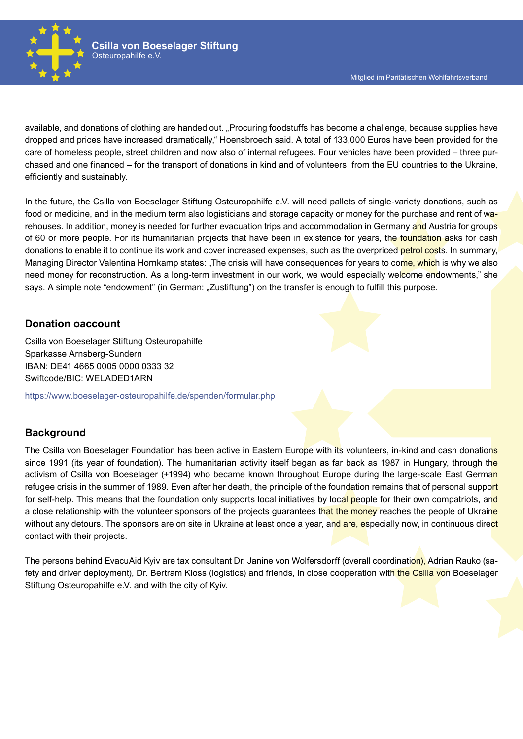available, and donations of clothing are handed out. „Procuring foodstuffs has become a challenge, because supplies have dropped and prices have increased dramatically," Hoensbroech said. A total of 133,000 Euros have been provided for the care of homeless people, street children and now also of internal refugees. Four vehicles have been provided – three purchased and one financed – for the transport of donations in kind and of volunteers from the EU countries to the Ukraine, efficiently and sustainably.

In the future, the Csilla von Boeselager Stiftung Osteuropahilfe e.V. will need pallets of single-variety donations, such as food or medicine, and in the medium term also logisticians and storage capacity or money for the purchase and rent of warehouses. In addition, money is needed for further evacuation trips and accommodation in Germany and Austria for groups of 60 or more people. For its humanitarian projects that have been in existence for years, the foundation asks for cash donations to enable it to continue its work and cover increased expenses, such as the overpriced petrol costs. In summary, Managing Director Valentina Hornkamp states: „The crisis will have consequences for years to come, which is why we also need money for reconstruction. As a long-term investment in our work, we would especially welcome endowments," she says. A simple note "endowment" (in German: „Zustiftung") on the transfer is enough to fulfill this purpose.

## Donation oaccount

Csilla von Boeselager Stiftung Osteuropahilfe
Sparkasse Arnsberg-Sundern
IBAN: DE41 4665 0005 0000 0333 32
Swiftcode/BIC: WELADED1ARN

https://www.boeselager-osteuropahilfe.de/spenden/formular.php

## Background

The Csilla von Boeselager Foundation has been active in Eastern Europe with its volunteers, in-kind and cash donations since 1991 (its year of foundation). The humanitarian activity itself began as far back as 1987 in Hungary, through the activism of Csilla von Boeselager (+1994) who became known throughout Europe during the large-scale East German refugee crisis in the summer of 1989. Even after her death, the principle of the foundation remains that of personal support for self-help. This means that the foundation only supports local initiatives by local people for their own compatriots, and a close relationship with the volunteer sponsors of the projects guarantees that the money reaches the people of Ukraine without any detours. The sponsors are on site in Ukraine at least once a year, and are, especially now, in continuous direct contact with their projects.

The persons behind EvacuAid Kyiv are tax consultant Dr. Janine von Wolfersdorff (overall coordination), Adrian Rauko (safety and driver deployment), Dr. Bertram Kloss (logistics) and friends, in close cooperation with the Csilla von Boeselager Stiftung Osteuropahilfe e.V. and with the city of Kyiv.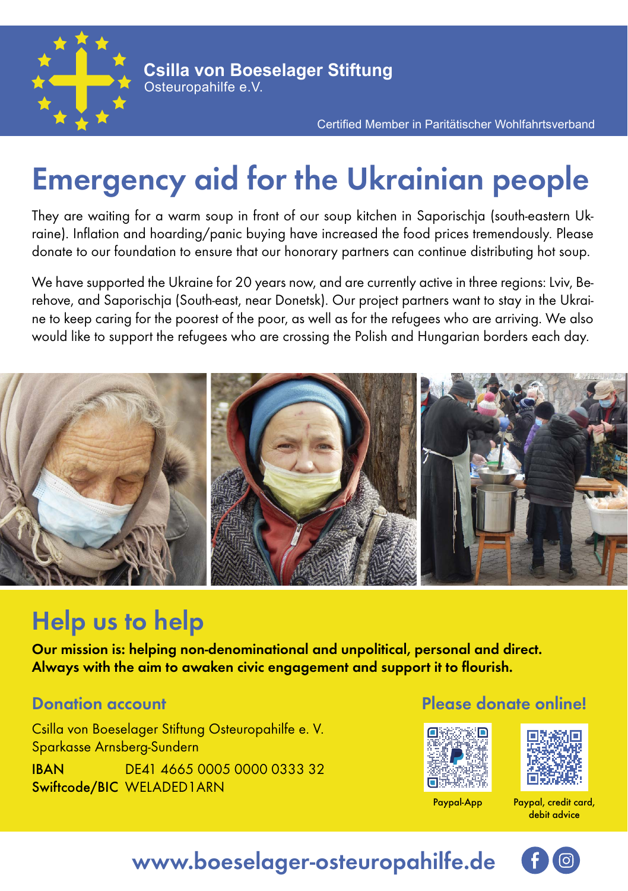**Csilla von Boeselager Stiftung**
Osteuropahilfe e.V.

Certified Member in Paritätischer Wohlfahrtsverband

# Emergency aid for the Ukrainian people

They are waiting for a warm soup in front of our soup kitchen in Saporischja (south-eastern Ukraine). Inflation and hoarding/panic buying have increased the food prices tremendously. Please donate to our foundation to ensure that our honorary partners can continue distributing hot soup.

We have supported the Ukraine for 20 years now, and are currently active in three regions: Lviv, Berehove, and Saporischja (South-east, near Donetsk). Our project partners want to stay in the Ukraine to keep caring for the poorest of the poor, as well as for the refugees who are arriving. We also would like to support the refugees who are crossing the Polish and Hungarian borders each day.

## Help us to help

**Our mission is: helping non-denominational and unpolitical, personal and direct. Always with the aim to awaken civic engagement and support it to flourish.**

### Donation account

Csilla von Boeselager Stiftung Osteuropahilfe e. V.
Sparkasse Arnsberg-Sundern

**IBAN** DE41 4665 0005 0000 0333 32
**Swiftcode/BIC** WELADED1ARN

### Please donate online!

Paypal-App

Paypal, credit card, debit advice

www.boeselager-osteuropahilfe.de